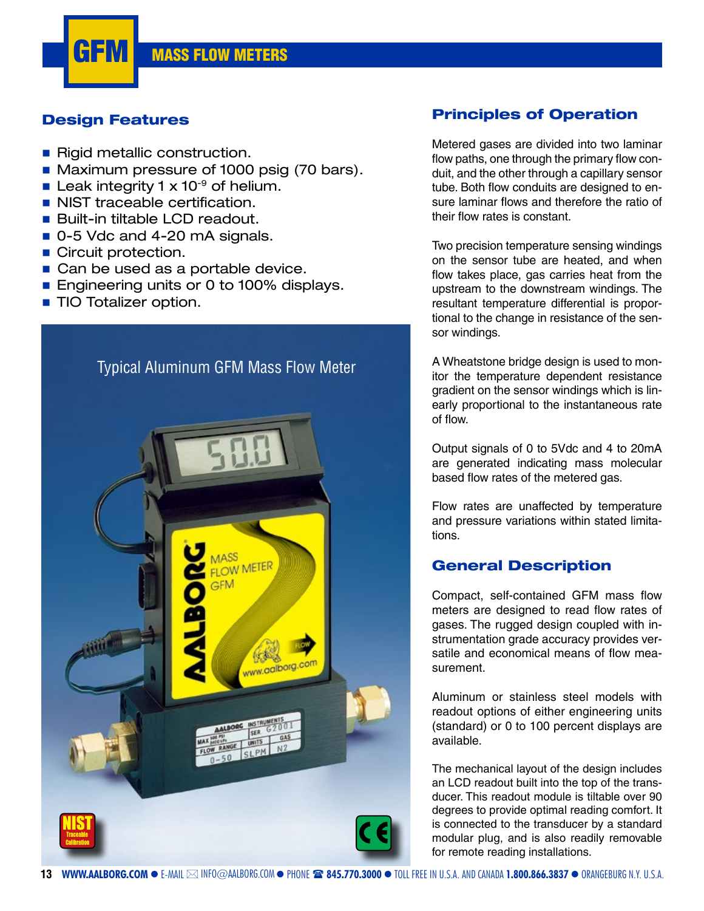# GFM MASS FLOW METERS

## Design Features

- Rigid metallic construction.
- Maximum pressure of 1000 psig (70 bars).
- Leak integrity 1 x $10^{-9}$ of helium.
- NIST traceable certification.
- Built-in tiltable LCD readout.
- 0-5 Vdc and 4-20 mA signals.
- Circuit protection.
- Can be used as a portable device.
- Engineering units or 0 to 100% displays.
- TIO Totalizer option.

Typical Aluminum GFM Mass Flow Meter

## Principles of Operation

Metered gases are divided into two laminar flow paths, one through the primary flow conduit, and the other through a capillary sensor tube. Both flow conduits are designed to ensure laminar flows and therefore the ratio of their flow rates is constant.

Two precision temperature sensing windings on the sensor tube are heated, and when flow takes place, gas carries heat from the upstream to the downstream windings. The resultant temperature differential is proportional to the change in resistance of the sensor windings.

A Wheatstone bridge design is used to monitor the temperature dependent resistance gradient on the sensor windings which is linearly proportional to the instantaneous rate of flow.

Output signals of 0 to 5Vdc and 4 to 20mA are generated indicating mass molecular based flow rates of the metered gas.

Flow rates are unaffected by temperature and pressure variations within stated limitations.

## General Description

Compact, self-contained GFM mass flow meters are designed to read flow rates of gases. The rugged design coupled with instrumentation grade accuracy provides versatile and economical means of flow measurement.

Aluminum or stainless steel models with readout options of either engineering units (standard) or 0 to 100 percent displays are available.

The mechanical layout of the design includes an LCD readout built into the top of the transducer. This readout module is tiltable over 90 degrees to provide optimal reading comfort. It is connected to the transducer by a standard modular plug, and is also readily removable for remote reading installations.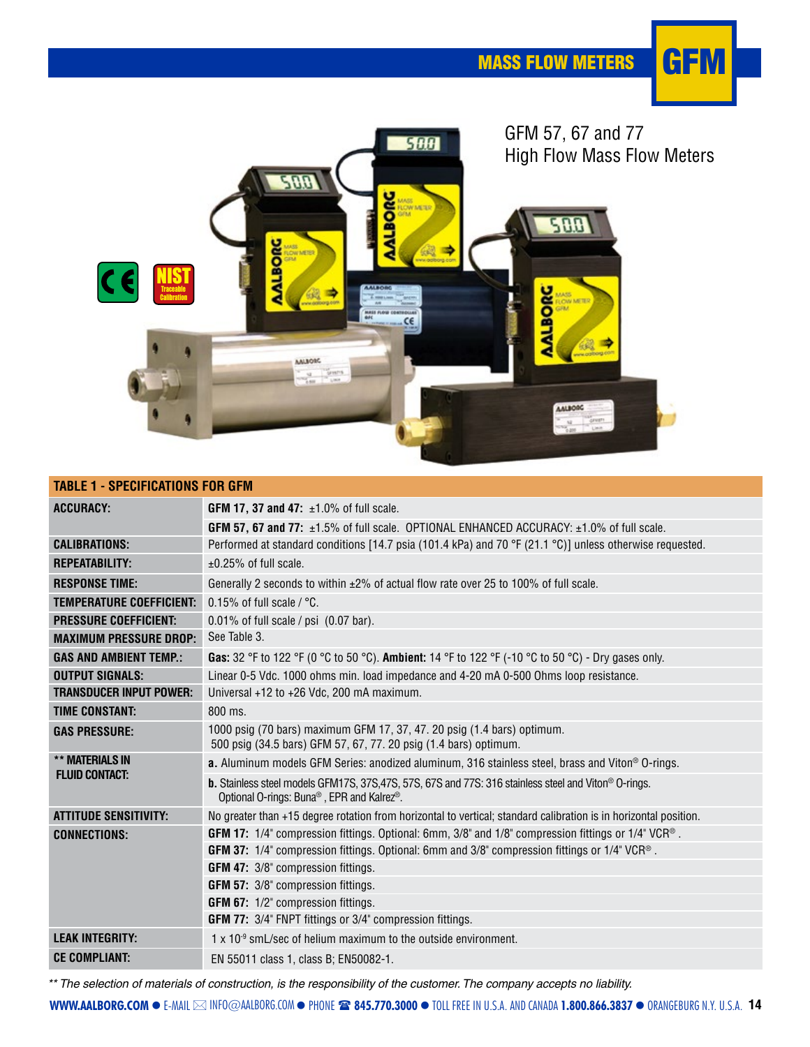# GFM 57, 67 and 77 High Flow Mass Flow Meters

## TABLE 1 - SPECIFICATIONS FOR GFM

| | |
|---|---|
| **ACCURACY:** | **GFM 17, 37 and 47:** ±1.0% of full scale. |
| | **GFM 57, 67 and 77:** ±1.5% of full scale. OPTIONAL ENHANCED ACCURACY: ±1.0% of full scale. |
| **CALIBRATIONS:** | Performed at standard conditions [14.7 psia (101.4 kPa) and 70 °F (21.1 °C)] unless otherwise requested. |
| **REPEATABILITY:** | ±0.25% of full scale. |
| **RESPONSE TIME:** | Generally 2 seconds to within ±2% of actual flow rate over 25 to 100% of full scale. |
| **TEMPERATURE COEFFICIENT:** | 0.15% of full scale / °C. |
| **PRESSURE COEFFICIENT:** | 0.01% of full scale / psi (0.07 bar). |
| **MAXIMUM PRESSURE DROP:** | See Table 3. |
| **GAS AND AMBIENT TEMP.:** | **Gas:** 32 °F to 122 °F (0 °C to 50 °C). **Ambient:** 14 °F to 122 °F (-10 °C to 50 °C) - Dry gases only. |
| **OUTPUT SIGNALS:** | Linear 0-5 Vdc. 1000 ohms min. load impedance and 4-20 mA 0-500 Ohms loop resistance. |
| **TRANSDUCER INPUT POWER:** | Universal +12 to +26 Vdc, 200 mA maximum. |
| **TIME CONSTANT:** | 800 ms. |
| **GAS PRESSURE:** | 1000 psig (70 bars) maximum GFM 17, 37, 47. 20 psig (1.4 bars) optimum. 500 psig (34.5 bars) GFM 57, 67, 77. 20 psig (1.4 bars) optimum. |
| **\*\* MATERIALS IN FLUID CONTACT:** | **a.** Aluminum models GFM Series: anodized aluminum, 316 stainless steel, brass and Viton® O-rings. |
| | **b.** Stainless steel models GFM17S, 37S,47S, 57S, 67S and 77S: 316 stainless steel and Viton® O-rings. Optional O-rings: Buna®, EPR and Kalrez®. |
| **ATTITUDE SENSITIVITY:** | No greater than +15 degree rotation from horizontal to vertical; standard calibration is in horizontal position. |
| **CONNECTIONS:** | **GFM 17:** 1/4" compression fittings. Optional: 6mm, 3/8" and 1/8" compression fittings or 1/4" VCR®. |
| | **GFM 37:** 1/4" compression fittings. Optional: 6mm and 3/8" compression fittings or 1/4" VCR®. |
| | **GFM 47:** 3/8" compression fittings. |
| | **GFM 57:** 3/8" compression fittings. |
| | **GFM 67:** 1/2" compression fittings. |
| | **GFM 77:** 3/4" FNPT fittings or 3/4" compression fittings. |
| **LEAK INTEGRITY:** | 1 x $10^{-9}$ smL/sec of helium maximum to the outside environment. |
| **CE COMPLIANT:** | EN 55011 class 1, class B; EN50082-1. |

*\*\* The selection of materials of construction, is the responsibility of the customer. The company accepts no liability.*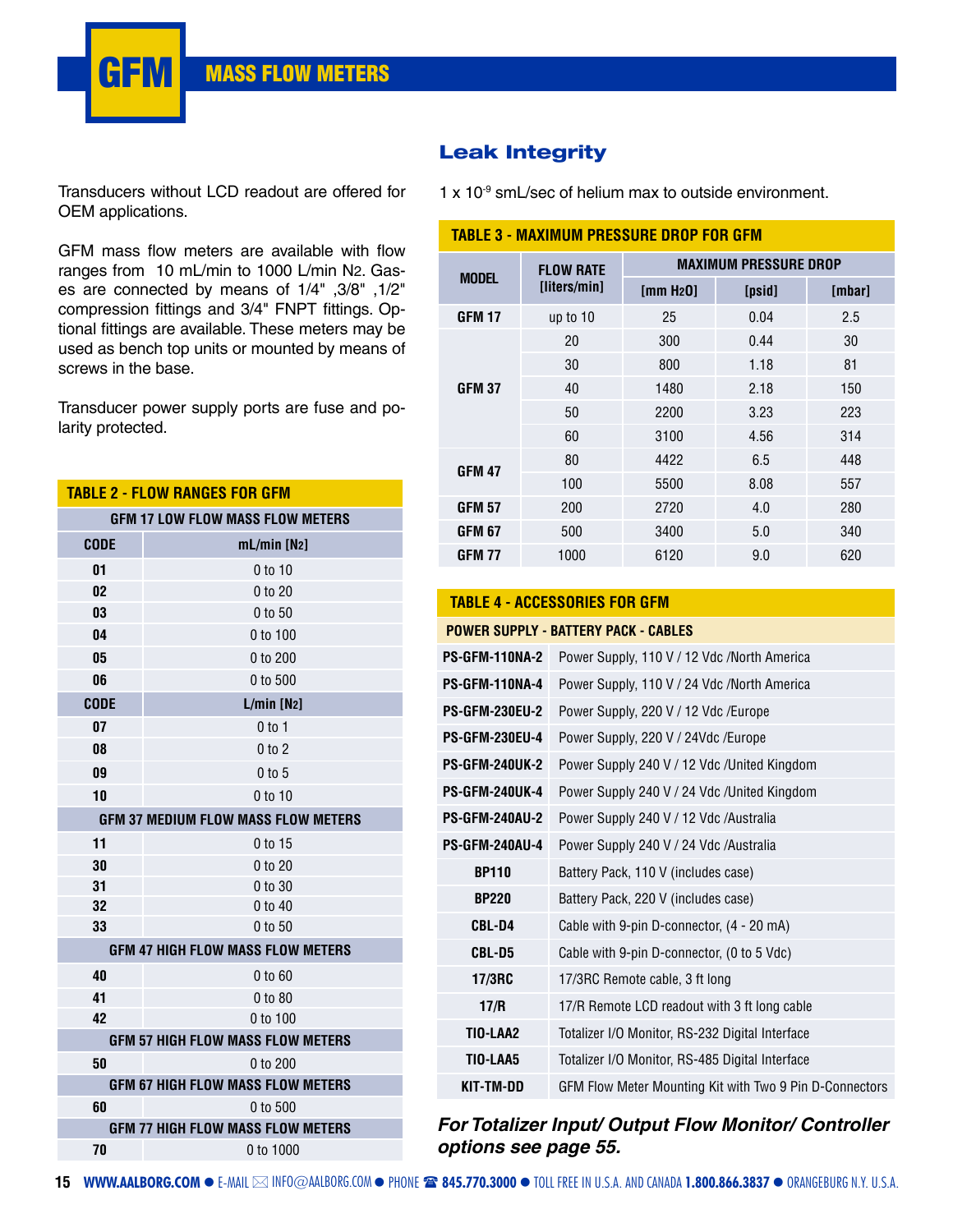# GFM MASS FLOW METERS

Transducers without LCD readout are offered for OEM applications.

GFM mass flow meters are available with flow ranges from 10 mL/min to 1000 L/min $N_2$. Gases are connected by means of 1/4" ,3/8" ,1/2" compression fittings and 3/4" FNPT fittings. Optional fittings are available. These meters may be used as bench top units or mounted by means of screws in the base.

Transducer power supply ports are fuse and polarity protected.

**TABLE 2 - FLOW RANGES FOR GFM**

| GFM 17 LOW FLOW MASS FLOW METERS | |
|---|---|
| **CODE** | **mL/min [$N_2$]** |
| 01 | 0 to 10 |
| 02 | 0 to 20 |
| 03 | 0 to 50 |
| 04 | 0 to 100 |
| 05 | 0 to 200 |
| 06 | 0 to 500 |
| **CODE** | **L/min [$N_2$]** |
| 07 | 0 to 1 |
| 08 | 0 to 2 |
| 09 | 0 to 5 |
| 10 | 0 to 10 |
| **GFM 37 MEDIUM FLOW MASS FLOW METERS** | |
| 11 | 0 to 15 |
| 30 | 0 to 20 |
| 31 | 0 to 30 |
| 32 | 0 to 40 |
| 33 | 0 to 50 |
| **GFM 47 HIGH FLOW MASS FLOW METERS** | |
| 40 | 0 to 60 |
| 41 | 0 to 80 |
| 42 | 0 to 100 |
| **GFM 57 HIGH FLOW MASS FLOW METERS** | |
| 50 | 0 to 200 |
| **GFM 67 HIGH FLOW MASS FLOW METERS** | |
| 60 | 0 to 500 |
| **GFM 77 HIGH FLOW MASS FLOW METERS** | |
| 70 | 0 to 1000 |

## Leak Integrity

1 x $10^{-9}$ smL/sec of helium max to outside environment.

**TABLE 3 - MAXIMUM PRESSURE DROP FOR GFM**

| MODEL | FLOW RATE [liters/min] | MAXIMUM PRESSURE DROP | | |
|---|---|---|---|---|
| | | [mm $H_2O$] | [psid] | [mbar] |
| GFM 17 | up to 10 | 25 | 0.04 | 2.5 |
| GFM 37 | 20 | 300 | 0.44 | 30 |
| | 30 | 800 | 1.18 | 81 |
| | 40 | 1480 | 2.18 | 150 |
| | 50 | 2200 | 3.23 | 223 |
| | 60 | 3100 | 4.56 | 314 |
| GFM 47 | 80 | 4422 | 6.5 | 448 |
| | 100 | 5500 | 8.08 | 557 |
| GFM 57 | 200 | 2720 | 4.0 | 280 |
| GFM 67 | 500 | 3400 | 5.0 | 340 |
| GFM 77 | 1000 | 6120 | 9.0 | 620 |

**TABLE 4 - ACCESSORIES FOR GFM**

| POWER SUPPLY - BATTERY PACK - CABLES | |
|---|---|
| PS-GFM-110NA-2 | Power Supply, 110 V / 12 Vdc /North America |
| PS-GFM-110NA-4 | Power Supply, 110 V / 24 Vdc /North America |
| PS-GFM-230EU-2 | Power Supply, 220 V / 12 Vdc /Europe |
| PS-GFM-230EU-4 | Power Supply, 220 V / 24Vdc /Europe |
| PS-GFM-240UK-2 | Power Supply 240 V / 12 Vdc /United Kingdom |
| PS-GFM-240UK-4 | Power Supply 240 V / 24 Vdc /United Kingdom |
| PS-GFM-240AU-2 | Power Supply 240 V / 12 Vdc /Australia |
| PS-GFM-240AU-4 | Power Supply 240 V / 24 Vdc /Australia |
| BP110 | Battery Pack, 110 V (includes case) |
| BP220 | Battery Pack, 220 V (includes case) |
| CBL-D4 | Cable with 9-pin D-connector, (4 - 20 mA) |
| CBL-D5 | Cable with 9-pin D-connector, (0 to 5 Vdc) |
| 17/3RC | 17/3RC Remote cable, 3 ft long |
| 17/R | 17/R Remote LCD readout with 3 ft long cable |
| TIO-LAA2 | Totalizer I/O Monitor, RS-232 Digital Interface |
| TIO-LAA5 | Totalizer I/O Monitor, RS-485 Digital Interface |
| KIT-TM-DD | GFM Flow Meter Mounting Kit with Two 9 Pin D-Connectors |

***For Totalizer Input/ Output Flow Monitor/ Controller options see page 55.***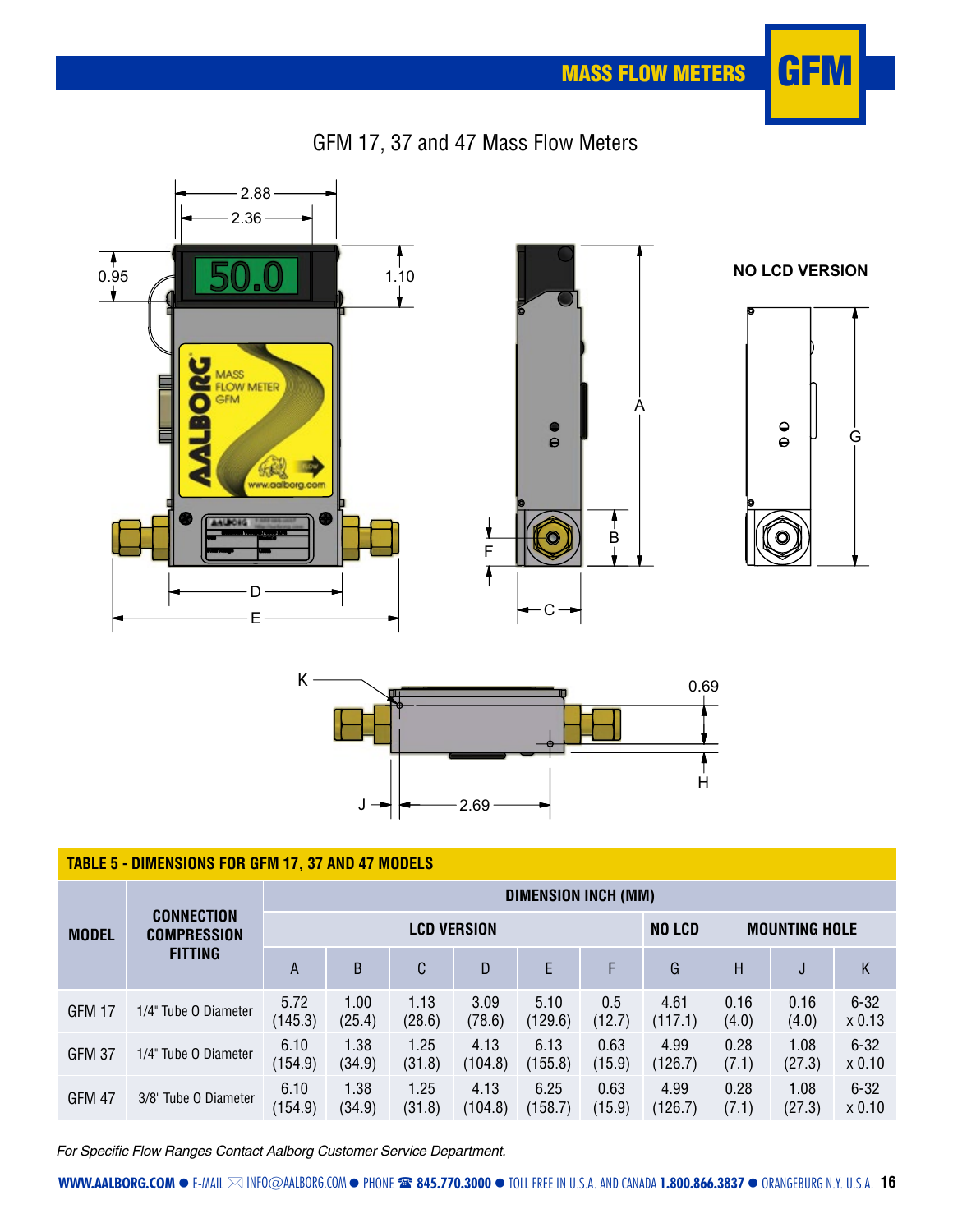## GFM 17, 37 and 47 Mass Flow Meters

**TABLE 5 - DIMENSIONS FOR GFM 17, 37 AND 47 MODELS**

| MODEL | CONNECTION COMPRESSION FITTING | DIMENSION INCH (MM) | | | | | | | | | |
|---|---|---|---|---|---|---|---|---|---|---|---|
| | | LCD VERSION | | | | | | NO LCD | MOUNTING HOLE | | |
| | | A | B | C | D | E | F | G | H | J | K |
| GFM 17 | 1/4" Tube O Diameter | 5.72 (145.3) | 1.00 (25.4) | 1.13 (28.6) | 3.09 (78.6) | 5.10 (129.6) | 0.5 (12.7) | 4.61 (117.1) | 0.16 (4.0) | 0.16 (4.0) | 6-32 x 0.13 |
| GFM 37 | 1/4" Tube O Diameter | 6.10 (154.9) | 1.38 (34.9) | 1.25 (31.8) | 4.13 (104.8) | 6.13 (155.8) | 0.63 (15.9) | 4.99 (126.7) | 0.28 (7.1) | 1.08 (27.3) | 6-32 x 0.10 |
| GFM 47 | 3/8" Tube O Diameter | 6.10 (154.9) | 1.38 (34.9) | 1.25 (31.8) | 4.13 (104.8) | 6.25 (158.7) | 0.63 (15.9) | 4.99 (126.7) | 0.28 (7.1) | 1.08 (27.3) | 6-32 x 0.10 |

*For Specific Flow Ranges Contact Aalborg Customer Service Department.*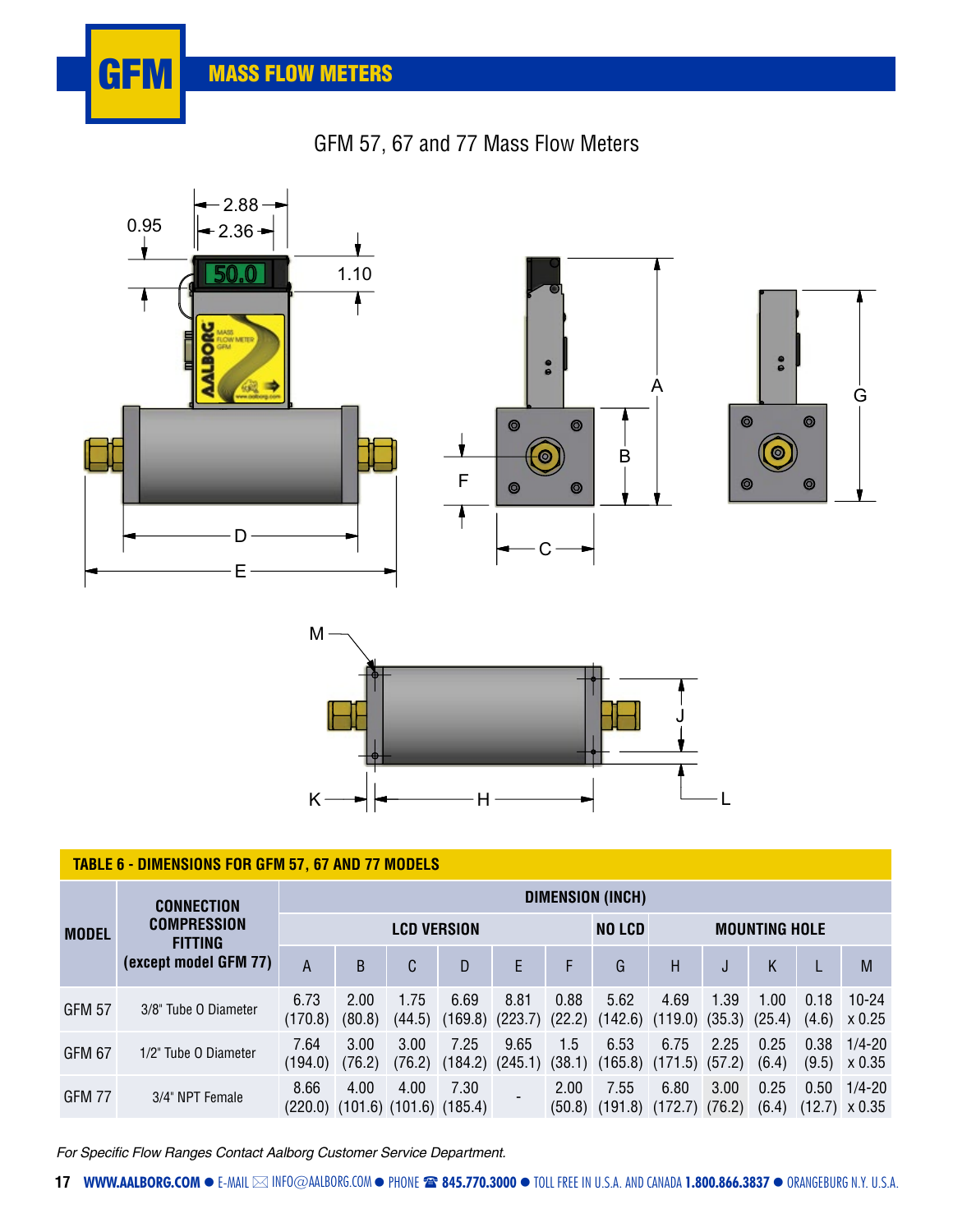# GFM MASS FLOW METERS

## GFM 57, 67 and 77 Mass Flow Meters

**TABLE 6 - DIMENSIONS FOR GFM 57, 67 AND 77 MODELS**

| MODEL | CONNECTION COMPRESSION FITTING (except model GFM 77) | DIMENSION (INCH) | | | | | | | | | | | |
|---|---|---|---|---|---|---|---|---|---|---|---|---|---|
| | | LCD VERSION | | | | | | NO LCD | MOUNTING HOLE | | | | |
| | | A | B | C | D | E | F | G | H | J | K | L | M |
| GFM 57 | 3/8" Tube O Diameter | 6.73 (170.8) | 2.00 (80.8) | 1.75 (44.5) | 6.69 (169.8) | 8.81 (223.7) | 0.88 (22.2) | 5.62 (142.6) | 4.69 (119.0) | 1.39 (35.3) | 1.00 (25.4) | 0.18 (4.6) | 10-24 x 0.25 |
| GFM 67 | 1/2" Tube O Diameter | 7.64 (194.0) | 3.00 (76.2) | 3.00 (76.2) | 7.25 (184.2) | 9.65 (245.1) | 1.5 (38.1) | 6.53 (165.8) | 6.75 (171.5) | 2.25 (57.2) | 0.25 (6.4) | 0.38 (9.5) | 1/4-20 x 0.35 |
| GFM 77 | 3/4" NPT Female | 8.66 (220.0) | 4.00 (101.6) | 4.00 (101.6) | 7.30 (185.4) | - | 2.00 (50.8) | 7.55 (191.8) | 6.80 (172.7) | 3.00 (76.2) | 0.25 (6.4) | 0.50 (12.7) | 1/4-20 x 0.35 |

*For Specific Flow Ranges Contact Aalborg Customer Service Department.*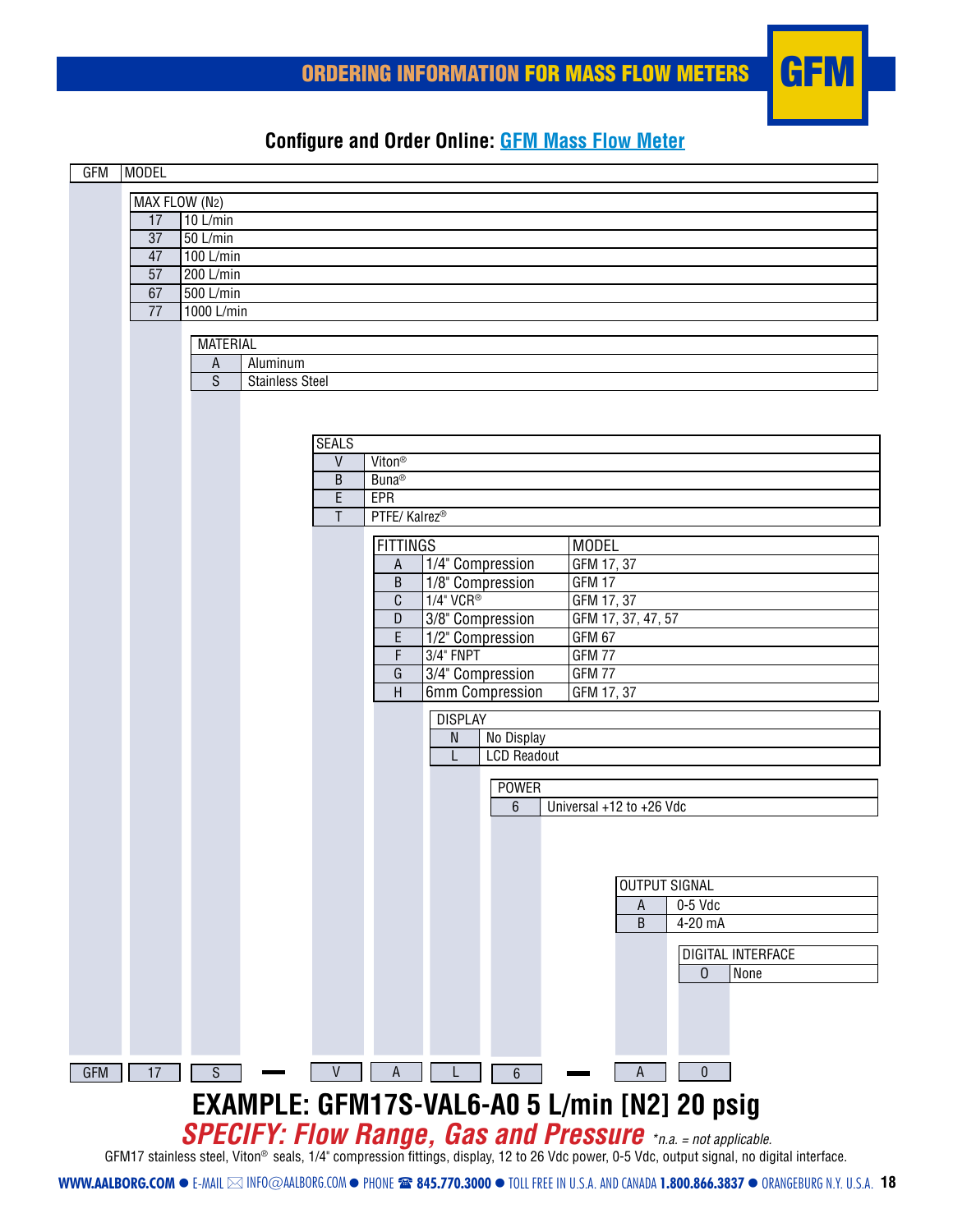# ORDERING INFORMATION FOR MASS FLOW METERS

**GFM**

**Configure and Order Online: GFM Mass Flow Meter**

| GFM | MODEL |
|---|---|

| MAX FLOW ($N_2$) | |
|---|---|
| 17 | 10 L/min |
| 37 | 50 L/min |
| 47 | 100 L/min |
| 57 | 200 L/min |
| 67 | 500 L/min |
| 77 | 1000 L/min |

| MATERIAL | |
|---|---|
| A | Aluminum |
| S | Stainless Steel |

| SEALS | |
|---|---|
| V | Viton® |
| B | Buna® |
| E | EPR |
| T | PTFE/ Kalrez® |

| FITTINGS | | MODEL |
|---|---|---|
| A | 1/4" Compression | GFM 17, 37 |
| B | 1/8" Compression | GFM 17 |
| C | 1/4" VCR® | GFM 17, 37 |
| D | 3/8" Compression | GFM 17, 37, 47, 57 |
| E | 1/2" Compression | GFM 67 |
| F | 3/4" FNPT | GFM 77 |
| G | 3/4" Compression | GFM 77 |
| H | 6mm Compression | GFM 17, 37 |

| DISPLAY | |
|---|---|
| N | No Display |
| L | LCD Readout |

| POWER | |
|---|---|
| 6 | Universal +12 to +26 Vdc |

| OUTPUT SIGNAL | |
|---|---|
| A | 0-5 Vdc |
| B | 4-20 mA |

| DIGITAL INTERFACE | |
|---|---|
| 0 | None |

GFM | 17 | S | — | V | A | L | 6 | — | A | 0

**EXAMPLE: GFM17S-VAL6-A0 5 L/min [N2] 20 psig**

***SPECIFY: Flow Range, Gas and Pressure*** *\*n.a. = not applicable.*

GFM17 stainless steel, Viton® seals, 1/4" compression fittings, display, 12 to 26 Vdc power, 0-5 Vdc, output signal, no digital interface.

WWW.AALBORG.COM ● E-MAIL INFO@AALBORG.COM ● PHONE 845.770.3000 ● TOLL FREE IN U.S.A. AND CANADA 1.800.866.3837 ● ORANGEBURG N.Y. U.S.A.